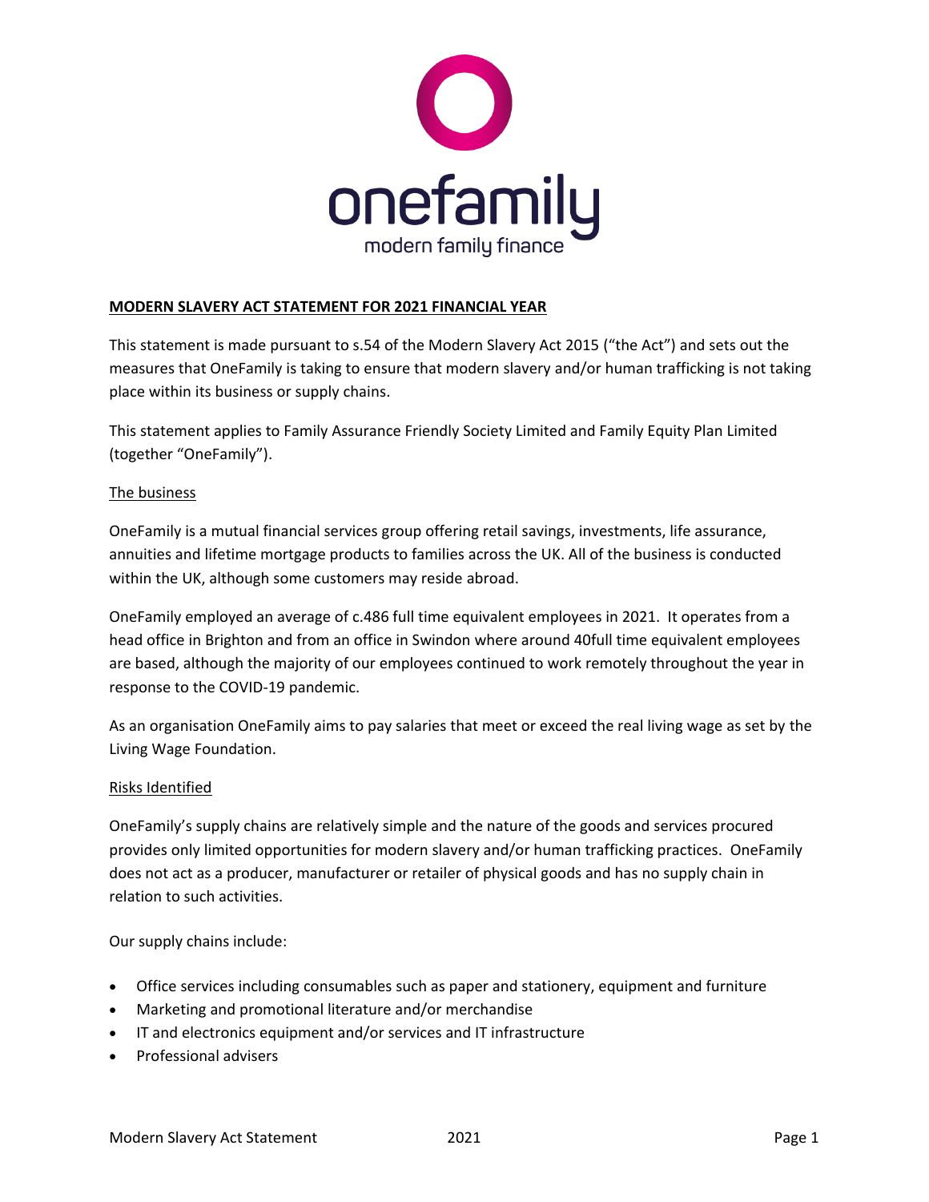# MODERN SLAVERY ACT STATEMENT FOR 2021 FINANCIAL YEAR

This statement is made pursuant to s.54 of the Modern Slavery Act 2015 ("the Act") and sets out the measures that OneFamily is taking to ensure that modern slavery and/or human trafficking is not taking place within its business or supply chains.

This statement applies to Family Assurance Friendly Society Limited and Family Equity Plan Limited (together "OneFamily").

## The business

OneFamily is a mutual financial services group offering retail savings, investments, life assurance, annuities and lifetime mortgage products to families across the UK. All of the business is conducted within the UK, although some customers may reside abroad.

OneFamily employed an average of c.486 full time equivalent employees in 2021. It operates from a head office in Brighton and from an office in Swindon where around 40full time equivalent employees are based, although the majority of our employees continued to work remotely throughout the year in response to the COVID-19 pandemic.

As an organisation OneFamily aims to pay salaries that meet or exceed the real living wage as set by the Living Wage Foundation.

## Risks Identified

OneFamily's supply chains are relatively simple and the nature of the goods and services procured provides only limited opportunities for modern slavery and/or human trafficking practices. OneFamily does not act as a producer, manufacturer or retailer of physical goods and has no supply chain in relation to such activities.

Our supply chains include:

- Office services including consumables such as paper and stationery, equipment and furniture
- Marketing and promotional literature and/or merchandise
- IT and electronics equipment and/or services and IT infrastructure
- Professional advisers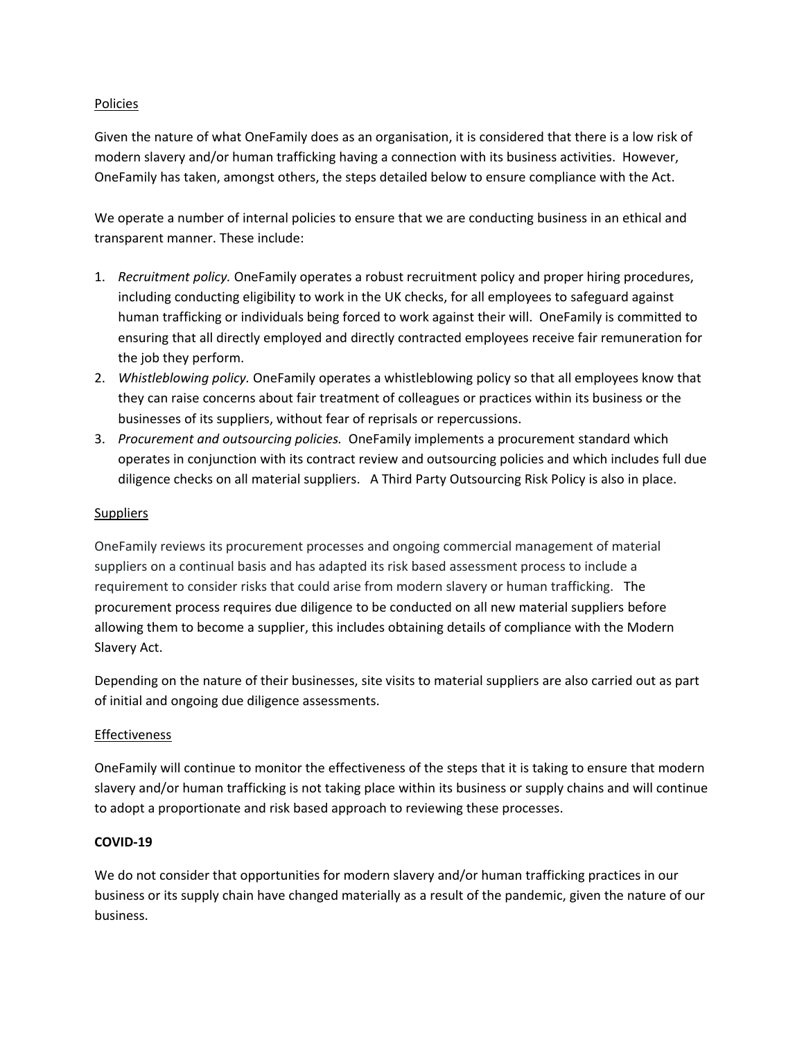Policies

Given the nature of what OneFamily does as an organisation, it is considered that there is a low risk of modern slavery and/or human trafficking having a connection with its business activities. However, OneFamily has taken, amongst others, the steps detailed below to ensure compliance with the Act.

We operate a number of internal policies to ensure that we are conducting business in an ethical and transparent manner. These include:

1. *Recruitment policy.* OneFamily operates a robust recruitment policy and proper hiring procedures, including conducting eligibility to work in the UK checks, for all employees to safeguard against human trafficking or individuals being forced to work against their will. OneFamily is committed to ensuring that all directly employed and directly contracted employees receive fair remuneration for the job they perform.
2. *Whistleblowing policy*. OneFamily operates a whistleblowing policy so that all employees know that they can raise concerns about fair treatment of colleagues or practices within its business or the businesses of its suppliers, without fear of reprisals or repercussions.
3. *Procurement and outsourcing policies.* OneFamily implements a procurement standard which operates in conjunction with its contract review and outsourcing policies and which includes full due diligence checks on all material suppliers. A Third Party Outsourcing Risk Policy is also in place.

Suppliers

OneFamily reviews its procurement processes and ongoing commercial management of material suppliers on a continual basis and has adapted its risk based assessment process to include a requirement to consider risks that could arise from modern slavery or human trafficking. The procurement process requires due diligence to be conducted on all new material suppliers before allowing them to become a supplier, this includes obtaining details of compliance with the Modern Slavery Act.

Depending on the nature of their businesses, site visits to material suppliers are also carried out as part of initial and ongoing due diligence assessments.

Effectiveness

OneFamily will continue to monitor the effectiveness of the steps that it is taking to ensure that modern slavery and/or human trafficking is not taking place within its business or supply chains and will continue to adopt a proportionate and risk based approach to reviewing these processes.

**COVID-19**

We do not consider that opportunities for modern slavery and/or human trafficking practices in our business or its supply chain have changed materially as a result of the pandemic, given the nature of our business.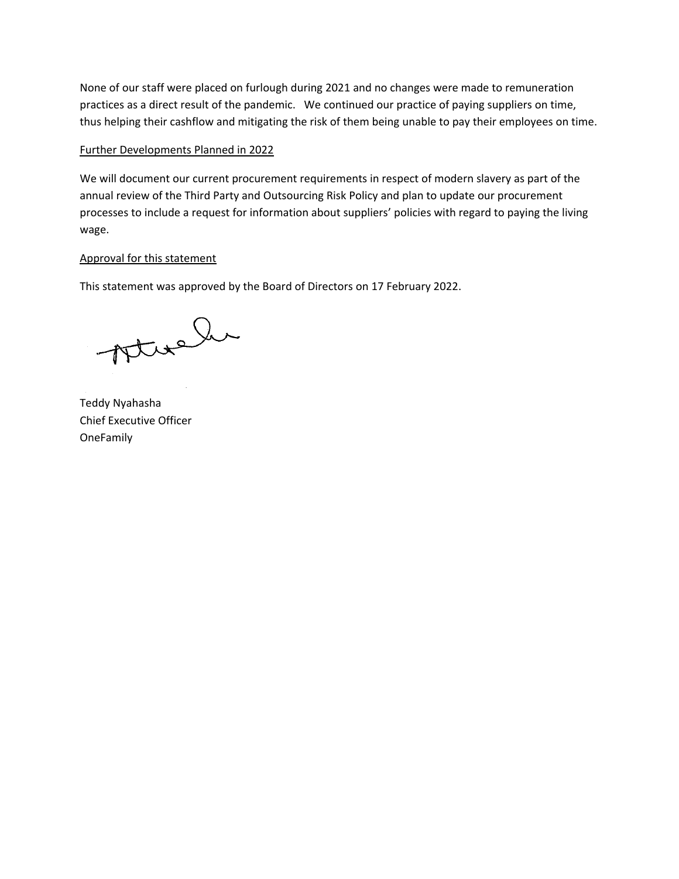None of our staff were placed on furlough during 2021 and no changes were made to remuneration practices as a direct result of the pandemic. We continued our practice of paying suppliers on time, thus helping their cashflow and mitigating the risk of them being unable to pay their employees on time.

<u>Further Developments Planned in 2022</u>

We will document our current procurement requirements in respect of modern slavery as part of the annual review of the Third Party and Outsourcing Risk Policy and plan to update our procurement processes to include a request for information about suppliers' policies with regard to paying the living wage.

<u>Approval for this statement</u>

This statement was approved by the Board of Directors on 17 February 2022.

Teddy Nyahasha  
Chief Executive Officer  
OneFamily